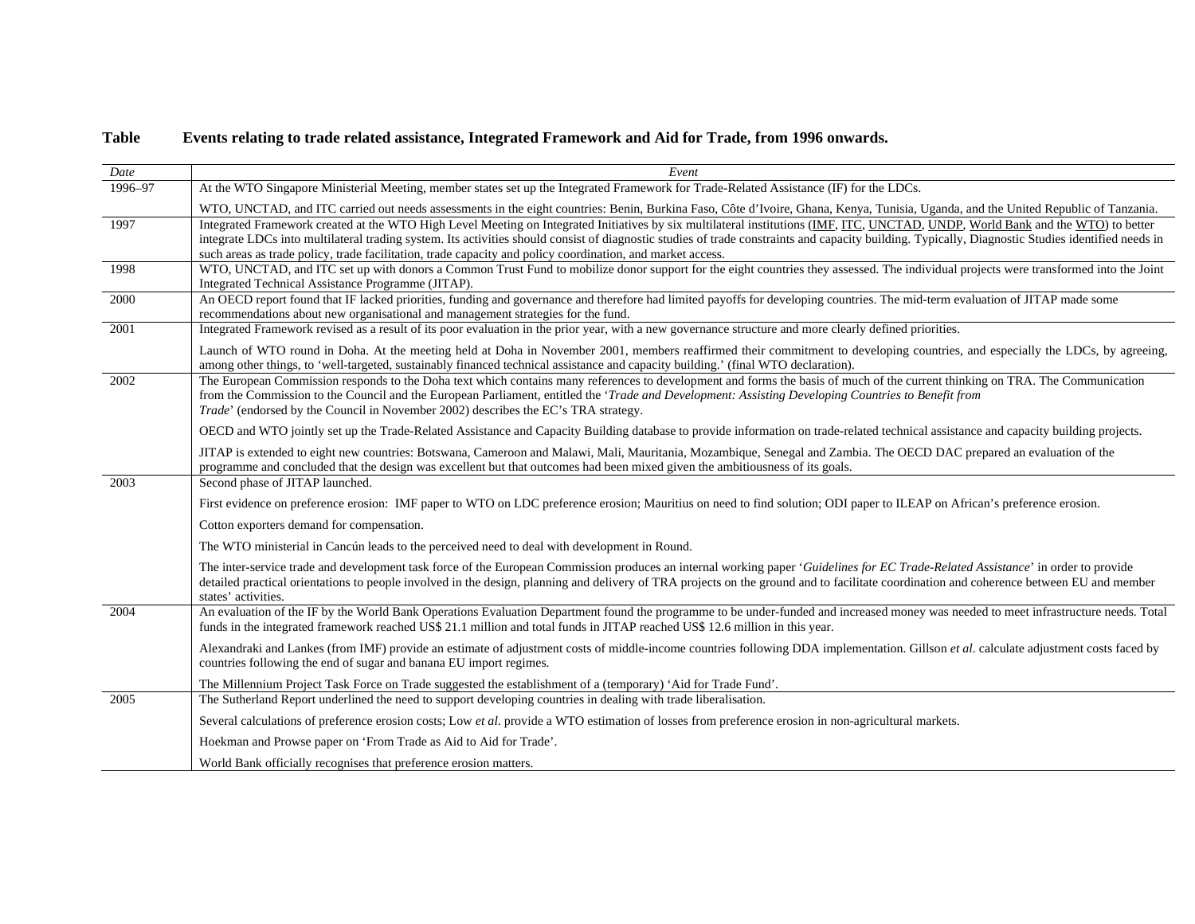**Table Events relating to trade related assistance, Integrated Framework and Aid for Trade, from 1996 onwards.**

| *Date* | *Event* |
|---|---|
| 1996–97 | At the WTO Singapore Ministerial Meeting, member states set up the Integrated Framework for Trade-Related Assistance (IF) for the LDCs.<br><br>WTO, UNCTAD, and ITC carried out needs assessments in the eight countries: Benin, Burkina Faso, Côte d'Ivoire, Ghana, Kenya, Tunisia, Uganda, and the United Republic of Tanzania. |
| 1997 | Integrated Framework created at the WTO High Level Meeting on Integrated Initiatives by six multilateral institutions (IMF, ITC, UNCTAD, UNDP, World Bank and the WTO) to better integrate LDCs into multilateral trading system. Its activities should consist of diagnostic studies of trade constraints and capacity building. Typically, Diagnostic Studies identified needs in such areas as trade policy, trade facilitation, trade capacity and policy coordination, and market access. |
| 1998 | WTO, UNCTAD, and ITC set up with donors a Common Trust Fund to mobilize donor support for the eight countries they assessed. The individual projects were transformed into the Joint Integrated Technical Assistance Programme (JITAP). |
| 2000 | An OECD report found that IF lacked priorities, funding and governance and therefore had limited payoffs for developing countries. The mid-term evaluation of JITAP made some recommendations about new organisational and management strategies for the fund. |
| 2001 | Integrated Framework revised as a result of its poor evaluation in the prior year, with a new governance structure and more clearly defined priorities.<br><br>Launch of WTO round in Doha. At the meeting held at Doha in November 2001, members reaffirmed their commitment to developing countries, and especially the LDCs, by agreeing, among other things, to 'well-targeted, sustainably financed technical assistance and capacity building.' (final WTO declaration). |
| 2002 | The European Commission responds to the Doha text which contains many references to development and forms the basis of much of the current thinking on TRA. The Communication from the Commission to the Council and the European Parliament, entitled the '*Trade and Development: Assisting Developing Countries to Benefit from Trade*' (endorsed by the Council in November 2002) describes the EC's TRA strategy.<br><br>OECD and WTO jointly set up the Trade-Related Assistance and Capacity Building database to provide information on trade-related technical assistance and capacity building projects.<br><br>JITAP is extended to eight new countries: Botswana, Cameroon and Malawi, Mali, Mauritania, Mozambique, Senegal and Zambia. The OECD DAC prepared an evaluation of the programme and concluded that the design was excellent but that outcomes had been mixed given the ambitiousness of its goals. |
| 2003 | Second phase of JITAP launched.<br><br>First evidence on preference erosion: IMF paper to WTO on LDC preference erosion; Mauritius on need to find solution; ODI paper to ILEAP on African's preference erosion.<br><br>Cotton exporters demand for compensation.<br><br>The WTO ministerial in Cancún leads to the perceived need to deal with development in Round.<br><br>The inter-service trade and development task force of the European Commission produces an internal working paper '*Guidelines for EC Trade-Related Assistance*' in order to provide detailed practical orientations to people involved in the design, planning and delivery of TRA projects on the ground and to facilitate coordination and coherence between EU and member states' activities. |
| 2004 | An evaluation of the IF by the World Bank Operations Evaluation Department found the programme to be under-funded and increased money was needed to meet infrastructure needs. Total funds in the integrated framework reached US$ 21.1 million and total funds in JITAP reached US$ 12.6 million in this year.<br><br>Alexandraki and Lankes (from IMF) provide an estimate of adjustment costs of middle-income countries following DDA implementation. Gillson *et al*. calculate adjustment costs faced by countries following the end of sugar and banana EU import regimes.<br><br>The Millennium Project Task Force on Trade suggested the establishment of a (temporary) 'Aid for Trade Fund'. |
| 2005 | The Sutherland Report underlined the need to support developing countries in dealing with trade liberalisation.<br><br>Several calculations of preference erosion costs; Low *et al*. provide a WTO estimation of losses from preference erosion in non-agricultural markets.<br><br>Hoekman and Prowse paper on 'From Trade as Aid to Aid for Trade'.<br><br>World Bank officially recognises that preference erosion matters. |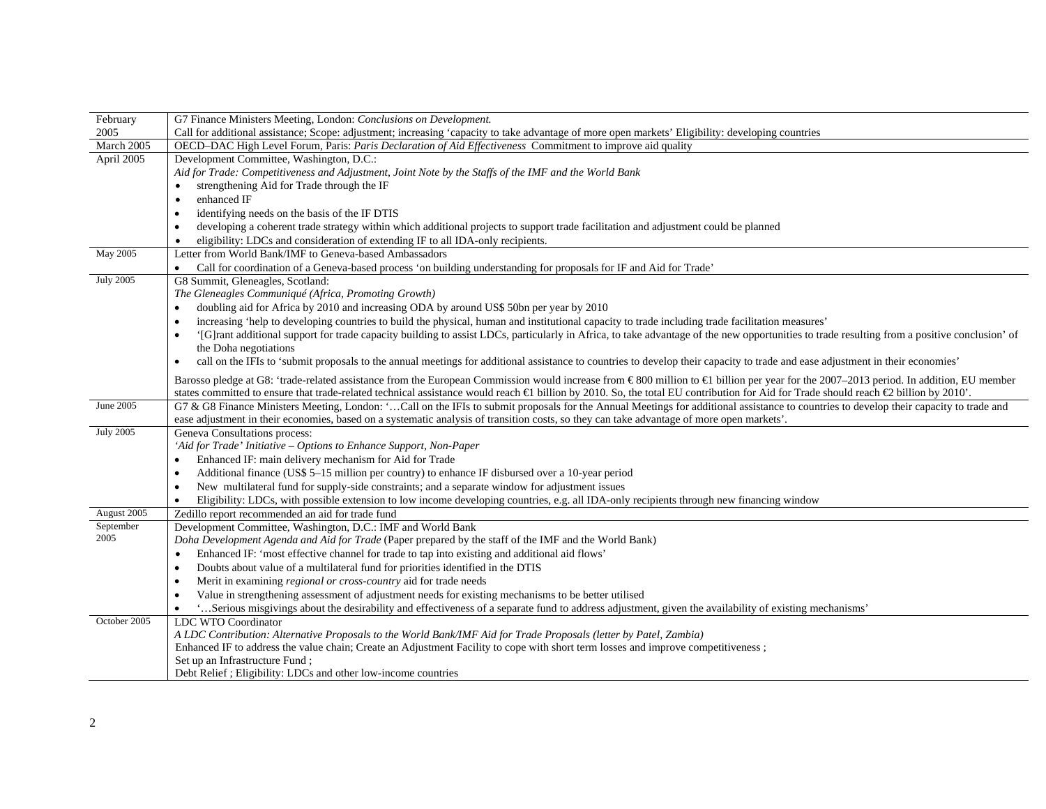| February 2005 | G7 Finance Ministers Meeting, London: *Conclusions on Development.*<br>Call for additional assistance; Scope: adjustment; increasing 'capacity to take advantage of more open markets' Eligibility: developing countries |
|---|---|
| March 2005 | OECD–DAC High Level Forum, Paris: *Paris Declaration of Aid Effectiveness* Commitment to improve aid quality |
| April 2005 | Development Committee, Washington, D.C.:<br>*Aid for Trade: Competitiveness and Adjustment, Joint Note by the Staffs of the IMF and the World Bank*<br>• strengthening Aid for Trade through the IF<br>• enhanced IF<br>• identifying needs on the basis of the IF DTIS<br>• developing a coherent trade strategy within which additional projects to support trade facilitation and adjustment could be planned<br>• eligibility: LDCs and consideration of extending IF to all IDA-only recipients. |
| May 2005 | Letter from World Bank/IMF to Geneva-based Ambassadors<br>• Call for coordination of a Geneva-based process 'on building understanding for proposals for IF and Aid for Trade' |
| July 2005 | G8 Summit, Gleneagles, Scotland:<br>*The Gleneagles Communiqué (Africa, Promoting Growth)*<br>• doubling aid for Africa by 2010 and increasing ODA by around US$ 50bn per year by 2010<br>• increasing 'help to developing countries to build the physical, human and institutional capacity to trade including trade facilitation measures'<br>• '[G]rant additional support for trade capacity building to assist LDCs, particularly in Africa, to take advantage of the new opportunities to trade resulting from a positive conclusion' of the Doha negotiations<br>• call on the IFIs to 'submit proposals to the annual meetings for additional assistance to countries to develop their capacity to trade and ease adjustment in their economies'<br><br>Barosso pledge at G8: 'trade-related assistance from the European Commission would increase from € 800 million to €1 billion per year for the 2007–2013 period. In addition, EU member states committed to ensure that trade-related technical assistance would reach €1 billion by 2010. So, the total EU contribution for Aid for Trade should reach €2 billion by 2010'. |
| June 2005 | G7 & G8 Finance Ministers Meeting, London: '…Call on the IFIs to submit proposals for the Annual Meetings for additional assistance to countries to develop their capacity to trade and ease adjustment in their economies, based on a systematic analysis of transition costs, so they can take advantage of more open markets'. |
| July 2005 | Geneva Consultations process:<br>*'Aid for Trade' Initiative – Options to Enhance Support, Non-Paper*<br>• Enhanced IF: main delivery mechanism for Aid for Trade<br>• Additional finance (US$ 5–15 million per country) to enhance IF disbursed over a 10-year period<br>• New multilateral fund for supply-side constraints; and a separate window for adjustment issues<br>• Eligibility: LDCs, with possible extension to low income developing countries, e.g. all IDA-only recipients through new financing window |
| August 2005 | Zedillo report recommended an aid for trade fund |
| September 2005 | Development Committee, Washington, D.C.: IMF and World Bank<br>*Doha Development Agenda and Aid for Trade* (Paper prepared by the staff of the IMF and the World Bank)<br>• Enhanced IF: 'most effective channel for trade to tap into existing and additional aid flows'<br>• Doubts about value of a multilateral fund for priorities identified in the DTIS<br>• Merit in examining *regional or cross-country* aid for trade needs<br>• Value in strengthening assessment of adjustment needs for existing mechanisms to be better utilised<br>• '…Serious misgivings about the desirability and effectiveness of a separate fund to address adjustment, given the availability of existing mechanisms' |
| October 2005 | LDC WTO Coordinator<br>*A LDC Contribution: Alternative Proposals to the World Bank/IMF Aid for Trade Proposals (letter by Patel, Zambia)*<br>Enhanced IF to address the value chain; Create an Adjustment Facility to cope with short term losses and improve competitiveness ;<br>Set up an Infrastructure Fund ;<br>Debt Relief ; Eligibility: LDCs and other low-income countries |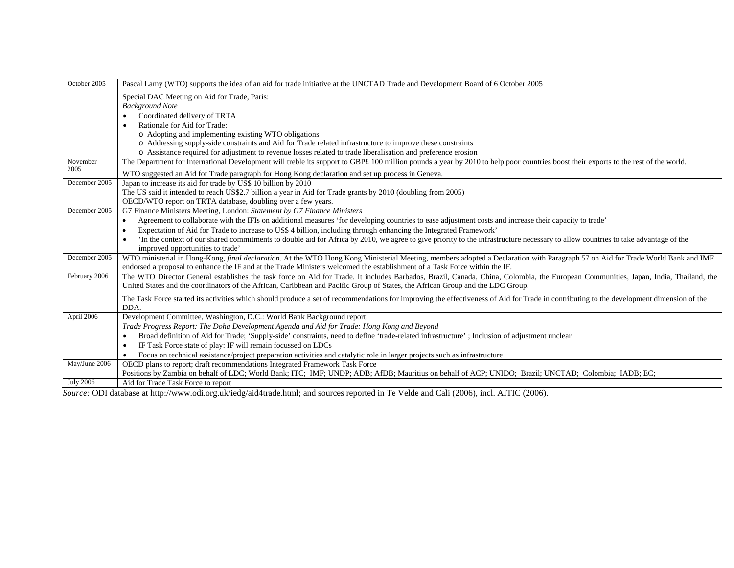| | |
|---|---|
| October 2005 | Pascal Lamy (WTO) supports the idea of an aid for trade initiative at the UNCTAD Trade and Development Board of 6 October 2005<br><br>Special DAC Meeting on Aid for Trade, Paris:<br>*Background Note*<br>• Coordinated delivery of TRTA<br>• Rationale for Aid for Trade:<br>o Adopting and implementing existing WTO obligations<br>o Addressing supply-side constraints and Aid for Trade related infrastructure to improve these constraints<br>o Assistance required for adjustment to revenue losses related to trade liberalisation and preference erosion |
| November 2005 | The Department for International Development will treble its support to GBP£ 100 million pounds a year by 2010 to help poor countries boost their exports to the rest of the world.<br><br>WTO suggested an Aid for Trade paragraph for Hong Kong declaration and set up process in Geneva. |
| December 2005 | Japan to increase its aid for trade by US$ 10 billion by 2010<br>The US said it intended to reach US$2.7 billion a year in Aid for Trade grants by 2010 (doubling from 2005)<br>OECD/WTO report on TRTA database, doubling over a few years. |
| December 2005 | G7 Finance Ministers Meeting, London: *Statement by G7 Finance Ministers*<br>• Agreement to collaborate with the IFIs on additional measures 'for developing countries to ease adjustment costs and increase their capacity to trade'<br>• Expectation of Aid for Trade to increase to US$ 4 billion, including through enhancing the Integrated Framework'<br>• 'In the context of our shared commitments to double aid for Africa by 2010, we agree to give priority to the infrastructure necessary to allow countries to take advantage of the improved opportunities to trade' |
| December 2005 | WTO ministerial in Hong-Kong, *final declaration*. At the WTO Hong Kong Ministerial Meeting, members adopted a Declaration with Paragraph 57 on Aid for Trade World Bank and IMF endorsed a proposal to enhance the IF and at the Trade Ministers welcomed the establishment of a Task Force within the IF. |
| February 2006 | The WTO Director General establishes the task force on Aid for Trade. It includes Barbados, Brazil, Canada, China, Colombia, the European Communities, Japan, India, Thailand, the United States and the coordinators of the African, Caribbean and Pacific Group of States, the African Group and the LDC Group.<br><br>The Task Force started its activities which should produce a set of recommendations for improving the effectiveness of Aid for Trade in contributing to the development dimension of the DDA. |
| April 2006 | Development Committee, Washington, D.C.: World Bank Background report:<br>*Trade Progress Report: The Doha Development Agenda and Aid for Trade: Hong Kong and Beyond*<br>• Broad definition of Aid for Trade; 'Supply-side' constraints, need to define 'trade-related infrastructure' ; Inclusion of adjustment unclear<br>• IF Task Force state of play: IF will remain focussed on LDCs<br>• Focus on technical assistance/project preparation activities and catalytic role in larger projects such as infrastructure |
| May/June 2006 | OECD plans to report; draft recommendations Integrated Framework Task Force<br>Positions by Zambia on behalf of LDC; World Bank; ITC; IMF; UNDP; ADB; AfDB; Mauritius on behalf of ACP; UNIDO; Brazil; UNCTAD; Colombia; IADB; EC; |
| July 2006 | Aid for Trade Task Force to report |

*Source:* ODI database at http://www.odi.org.uk/iedg/aid4trade.html; and sources reported in Te Velde and Cali (2006), incl. AITIC (2006).